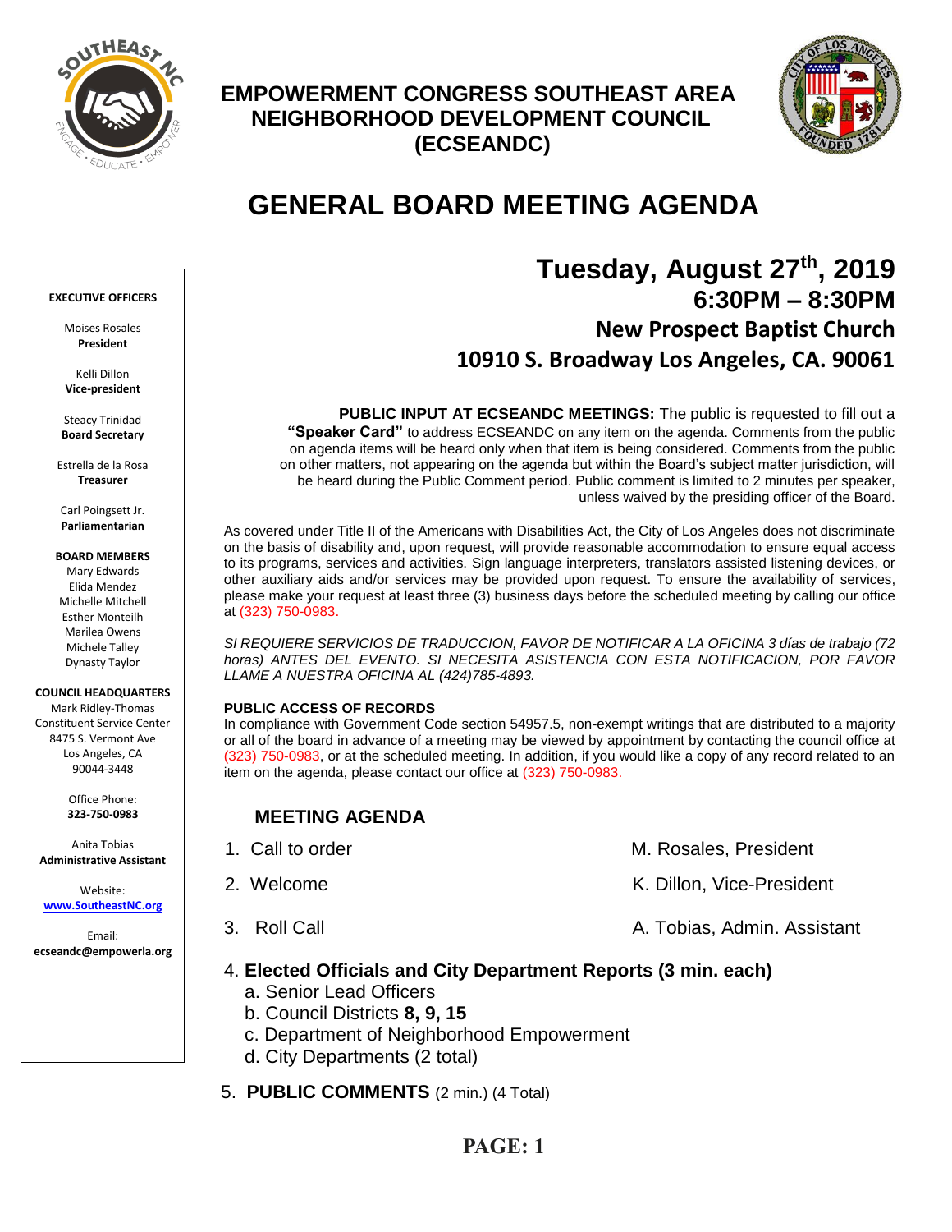# EMPOWERMENT CONGRESS SOUTHEAST AREA NEIGHBORHOOD DEVELOPMENT COUNCIL (ECSEANDC)

# GENERAL BOARD MEETING AGENDA

**EXECUTIVE OFFICERS**

Moises Rosales
**President**

Kelli Dillon
**Vice-president**

Steacy Trinidad
**Board Secretary**

Estrella de la Rosa
**Treasurer**

Carl Poingsett Jr.
**Parliamentarian**

**BOARD MEMBERS**
Mary Edwards
Elida Mendez
Michelle Mitchell
Esther Monteilh
Marilea Owens
Michele Talley
Dynasty Taylor

**COUNCIL HEADQUARTERS**
Mark Ridley-Thomas
Constituent Service Center
8475 S. Vermont Ave
Los Angeles, CA
90044-3448

Office Phone:
**323-750-0983**

Anita Tobias
**Administrative Assistant**

Website:
**www.SoutheastNC.org**

Email:
**ecseandc@empowerla.org**

## Tuesday, August 27th, 2019
### 6:30PM – 8:30PM
### New Prospect Baptist Church
### 10910 S. Broadway Los Angeles, CA. 90061

**PUBLIC INPUT AT ECSEANDC MEETINGS:** The public is requested to fill out a **"Speaker Card"** to address ECSEANDC on any item on the agenda. Comments from the public on agenda items will be heard only when that item is being considered. Comments from the public on other matters, not appearing on the agenda but within the Board's subject matter jurisdiction, will be heard during the Public Comment period. Public comment is limited to 2 minutes per speaker, unless waived by the presiding officer of the Board.

As covered under Title II of the Americans with Disabilities Act, the City of Los Angeles does not discriminate on the basis of disability and, upon request, will provide reasonable accommodation to ensure equal access to its programs, services and activities. Sign language interpreters, translators assisted listening devices, or other auxiliary aids and/or services may be provided upon request. To ensure the availability of services, please make your request at least three (3) business days before the scheduled meeting by calling our office at (323) 750-0983.

*SI REQUIERE SERVICIOS DE TRADUCCION, FAVOR DE NOTIFICAR A LA OFICINA 3 días de trabajo (72 horas) ANTES DEL EVENTO. SI NECESITA ASISTENCIA CON ESTA NOTIFICACION, POR FAVOR LLAME A NUESTRA OFICINA AL (424)785-4893.*

**PUBLIC ACCESS OF RECORDS**
In compliance with Government Code section 54957.5, non-exempt writings that are distributed to a majority or all of the board in advance of a meeting may be viewed by appointment by contacting the council office at (323) 750-0983, or at the scheduled meeting. In addition, if you would like a copy of any record related to an item on the agenda, please contact our office at (323) 750-0983.

### MEETING AGENDA

1. Call to order — M. Rosales, President
2. Welcome — K. Dillon, Vice-President
3. Roll Call — A. Tobias, Admin. Assistant
4. **Elected Officials and City Department Reports (3 min. each)**
   a. Senior Lead Officers
   b. Council Districts **8, 9, 15**
   c. Department of Neighborhood Empowerment
   d. City Departments (2 total)
5. **PUBLIC COMMENTS** (2 min.) (4 Total)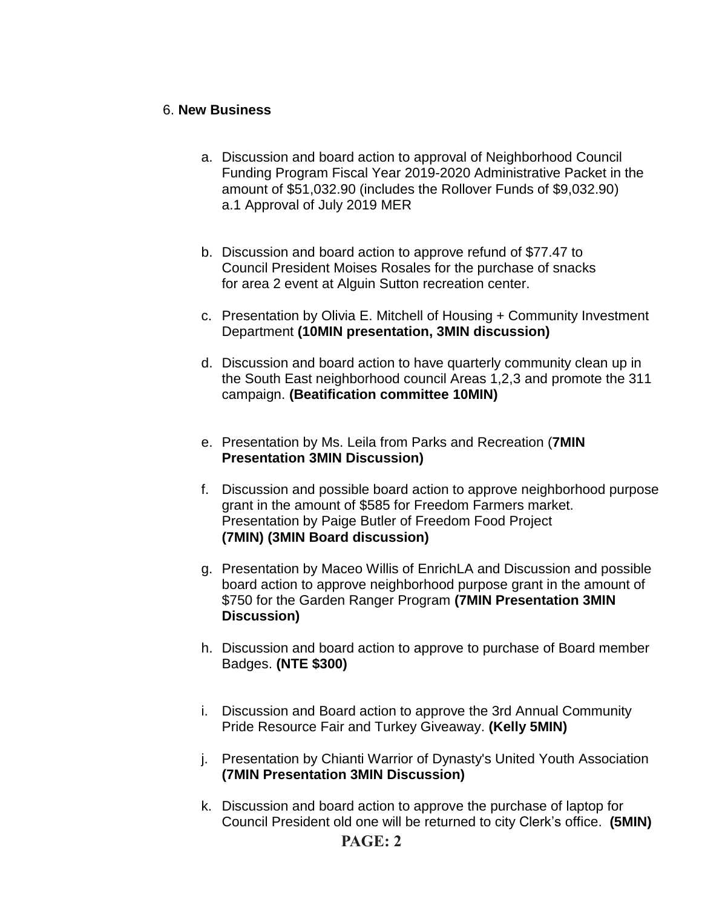6. **New Business**

a. Discussion and board action to approval of Neighborhood Council Funding Program Fiscal Year 2019-2020 Administrative Packet in the amount of $51,032.90 (includes the Rollover Funds of $9,032.90)
   a.1 Approval of July 2019 MER

b. Discussion and board action to approve refund of $77.47 to Council President Moises Rosales for the purchase of snacks for area 2 event at Alguin Sutton recreation center.

c. Presentation by Olivia E. Mitchell of Housing + Community Investment Department **(10MIN presentation, 3MIN discussion)**

d. Discussion and board action to have quarterly community clean up in the South East neighborhood council Areas 1,2,3 and promote the 311 campaign. **(Beatification committee 10MIN)**

e. Presentation by Ms. Leila from Parks and Recreation (**7MIN Presentation 3MIN Discussion)**

f. Discussion and possible board action to approve neighborhood purpose grant in the amount of $585 for Freedom Farmers market. Presentation by Paige Butler of Freedom Food Project **(7MIN) (3MIN Board discussion)**

g. Presentation by Maceo Willis of EnrichLA and Discussion and possible board action to approve neighborhood purpose grant in the amount of $750 for the Garden Ranger Program **(7MIN Presentation 3MIN Discussion)**

h. Discussion and board action to approve to purchase of Board member Badges. **(NTE $300)**

i. Discussion and Board action to approve the 3rd Annual Community Pride Resource Fair and Turkey Giveaway. **(Kelly 5MIN)**

j. Presentation by Chianti Warrior of Dynasty's United Youth Association **(7MIN Presentation 3MIN Discussion)**

k. Discussion and board action to approve the purchase of laptop for Council President old one will be returned to city Clerk's office. **(5MIN)**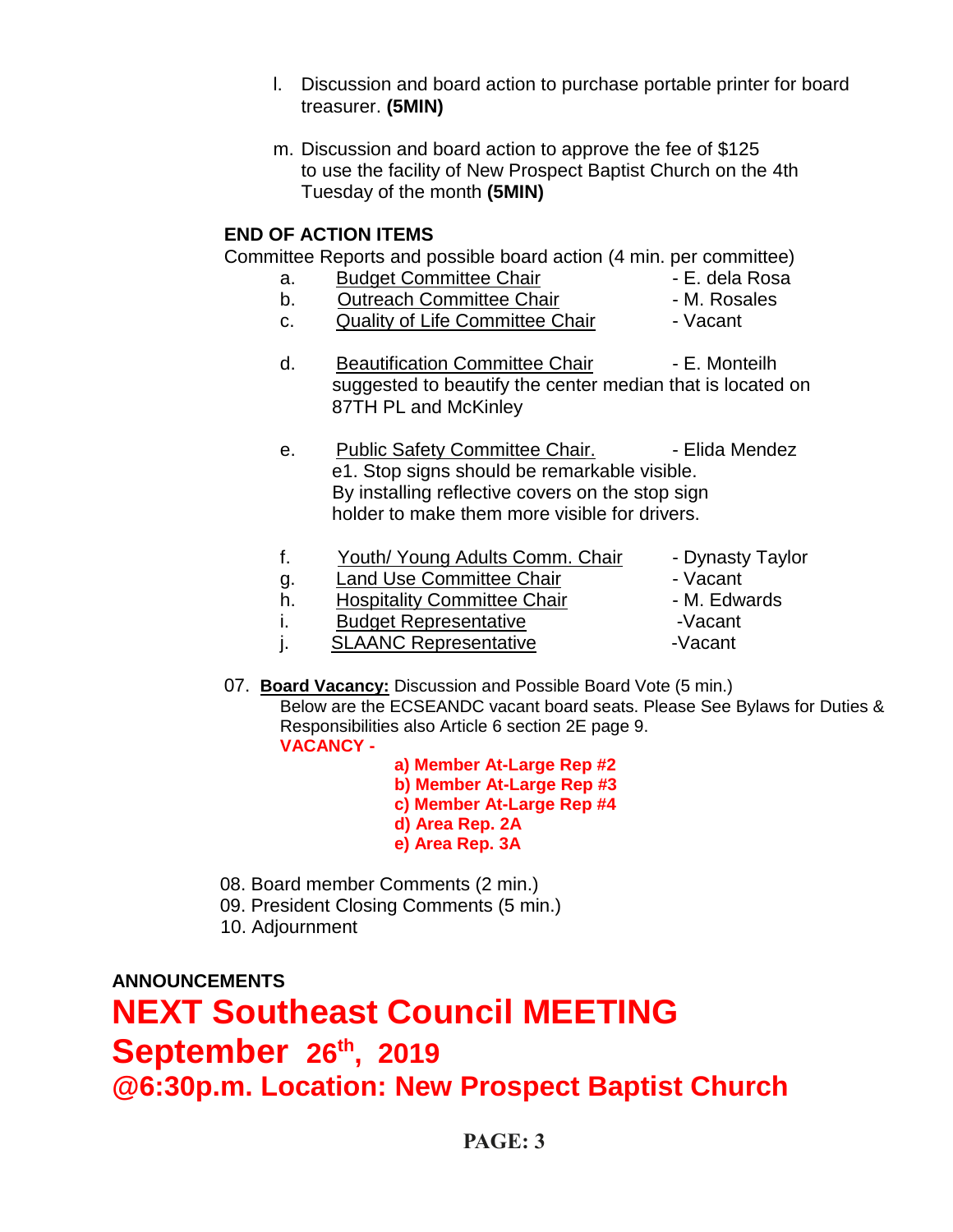l. Discussion and board action to purchase portable printer for board treasurer. **(5MIN)**

m. Discussion and board action to approve the fee of $125 to use the facility of New Prospect Baptist Church on the 4th Tuesday of the month **(5MIN)**

**END OF ACTION ITEMS**

Committee Reports and possible board action (4 min. per committee)

a. Budget Committee Chair - E. dela Rosa
b. Outreach Committee Chair - M. Rosales
c. Quality of Life Committee Chair - Vacant

d. Beautification Committee Chair - E. Monteilh
suggested to beautify the center median that is located on 87TH PL and McKinley

e. Public Safety Committee Chair. - Elida Mendez
e1. Stop signs should be remarkable visible. By installing reflective covers on the stop sign holder to make them more visible for drivers.

f. Youth/ Young Adults Comm. Chair - Dynasty Taylor
g. Land Use Committee Chair - Vacant
h. Hospitality Committee Chair - M. Edwards
i. Budget Representative -Vacant
j. SLAANC Representative -Vacant

07. **Board Vacancy:** Discussion and Possible Board Vote (5 min.)
Below are the ECSEANDC vacant board seats. Please See Bylaws for Duties & Responsibilities also Article 6 section 2E page 9.
**VACANCY -**
**a) Member At-Large Rep #2**
**b) Member At-Large Rep #3**
**c) Member At-Large Rep #4**
**d) Area Rep. 2A**
**e) Area Rep. 3A**

08. Board member Comments (2 min.)
09. President Closing Comments (5 min.)
10. Adjournment

**ANNOUNCEMENTS**

# NEXT Southeast Council MEETING
## September 26th, 2019
## @6:30p.m. Location: New Prospect Baptist Church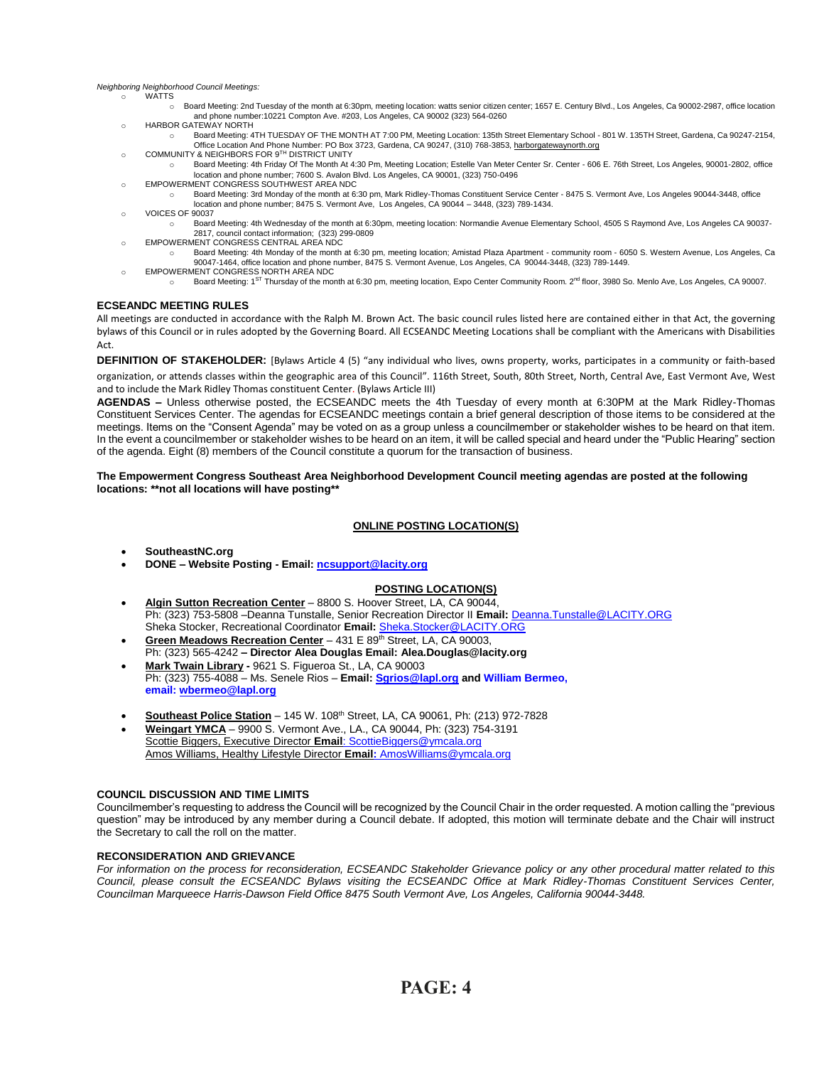*Neighboring Neighborhood Council Meetings:*

- WATTS
  - Board Meeting: 2nd Tuesday of the month at 6:30pm, meeting location: watts senior citizen center; 1657 E. Century Blvd., Los Angeles, Ca 90002-2987, office location and phone number:10221 Compton Ave. #203, Los Angeles, CA 90002 (323) 564-0260
- HARBOR GATEWAY NORTH
  - Board Meeting: 4TH TUESDAY OF THE MONTH AT 7:00 PM, Meeting Location: 135th Street Elementary School - 801 W. 135TH Street, Gardena, Ca 90247-2154, Office Location And Phone Number: PO Box 3723, Gardena, CA 90247, (310) 768-3853, harborgatewaynorth.org
- COMMUNITY & NEIGHBORS FOR 9TH DISTRICT UNITY
  - Board Meeting: 4th Friday Of The Month At 4:30 Pm, Meeting Location; Estelle Van Meter Center Sr. Center - 606 E. 76th Street, Los Angeles, 90001-2802, office location and phone number; 7600 S. Avalon Blvd. Los Angeles, CA 90001, (323) 750-0496
- EMPOWERMENT CONGRESS SOUTHWEST AREA NDC
  - Board Meeting: 3rd Monday of the month at 6:30 pm, Mark Ridley-Thomas Constituent Service Center - 8475 S. Vermont Ave, Los Angeles 90044-3448, office location and phone number; 8475 S. Vermont Ave, Los Angeles, CA 90044 – 3448, (323) 789-1434.
- VOICES OF 90037
  - Board Meeting: 4th Wednesday of the month at 6:30pm, meeting location: Normandie Avenue Elementary School, 4505 S Raymond Ave, Los Angeles CA 90037-2817, council contact information; (323) 299-0809
- EMPOWERMENT CONGRESS CENTRAL AREA NDC
  - Board Meeting: 4th Monday of the month at 6:30 pm, meeting location; Amistad Plaza Apartment - community room - 6050 S. Western Avenue, Los Angeles, Ca 90047-1464, office location and phone number, 8475 S. Vermont Avenue, Los Angeles, CA 90044-3448, (323) 789-1449.
- EMPOWERMENT CONGRESS NORTH AREA NDC
  - Board Meeting: 1ST Thursday of the month at 6:30 pm, meeting location, Expo Center Community Room. 2nd floor, 3980 So. Menlo Ave, Los Angeles, CA 90007.

### ECSEANDC MEETING RULES

All meetings are conducted in accordance with the Ralph M. Brown Act. The basic council rules listed here are contained either in that Act, the governing bylaws of this Council or in rules adopted by the Governing Board. All ECSEANDC Meeting Locations shall be compliant with the Americans with Disabilities Act.

**DEFINITION OF STAKEHOLDER:** [Bylaws Article 4 (5) "any individual who lives, owns property, works, participates in a community or faith-based organization, or attends classes within the geographic area of this Council". 116th Street, South, 80th Street, North, Central Ave, East Vermont Ave, West and to include the Mark Ridley Thomas constituent Center. (Bylaws Article III)

**AGENDAS –** Unless otherwise posted, the ECSEANDC meets the 4th Tuesday of every month at 6:30PM at the Mark Ridley-Thomas Constituent Services Center. The agendas for ECSEANDC meetings contain a brief general description of those items to be considered at the meetings. Items on the "Consent Agenda" may be voted on as a group unless a councilmember or stakeholder wishes to be heard on that item. In the event a councilmember or stakeholder wishes to be heard on an item, it will be called special and heard under the "Public Hearing" section of the agenda. Eight (8) members of the Council constitute a quorum for the transaction of business.

**The Empowerment Congress Southeast Area Neighborhood Development Council meeting agendas are posted at the following locations: \*\*not all locations will have posting\*\***

**ONLINE POSTING LOCATION(S)**

- **SoutheastNC.org**
- **DONE – Website Posting - Email: ncsupport@lacity.org**

**POSTING LOCATION(S)**

- **Algin Sutton Recreation Center** – 8800 S. Hoover Street, LA, CA 90044,
  Ph: (323) 753-5808 –Deanna Tunstalle, Senior Recreation Director II **Email:** Deanna.Tunstalle@LACITY.ORG
  Sheka Stocker, Recreational Coordinator **Email:** Sheka.Stocker@LACITY.ORG
- **Green Meadows Recreation Center** – 431 E 89th Street, LA, CA 90003,
  Ph: (323) 565-4242 **– Director Alea Douglas Email: Alea.Douglas@lacity.org**
- **Mark Twain Library -** 9621 S. Figueroa St., LA, CA 90003
  Ph: (323) 755-4088 – Ms. Senele Rios – **Email: Sgrios@lapl.org and William Bermeo, email: wbermeo@lapl.org**
- **Southeast Police Station** – 145 W. 108th Street, LA, CA 90061, Ph: (213) 972-7828
- **Weingart YMCA** – 9900 S. Vermont Ave., LA., CA 90044, Ph: (323) 754-3191
  Scottie Biggers, Executive Director **Email**: ScottieBiggers@ymcala.org
  Amos Williams, Healthy Lifestyle Director **Email:** AmosWilliams@ymcala.org

### COUNCIL DISCUSSION AND TIME LIMITS

Councilmember's requesting to address the Council will be recognized by the Council Chair in the order requested. A motion calling the "previous question" may be introduced by any member during a Council debate. If adopted, this motion will terminate debate and the Chair will instruct the Secretary to call the roll on the matter.

### RECONSIDERATION AND GRIEVANCE

*For information on the process for reconsideration, ECSEANDC Stakeholder Grievance policy or any other procedural matter related to this Council, please consult the ECSEANDC Bylaws visiting the ECSEANDC Office at Mark Ridley-Thomas Constituent Services Center, Councilman Marqueece Harris-Dawson Field Office 8475 South Vermont Ave, Los Angeles, California 90044-3448.*